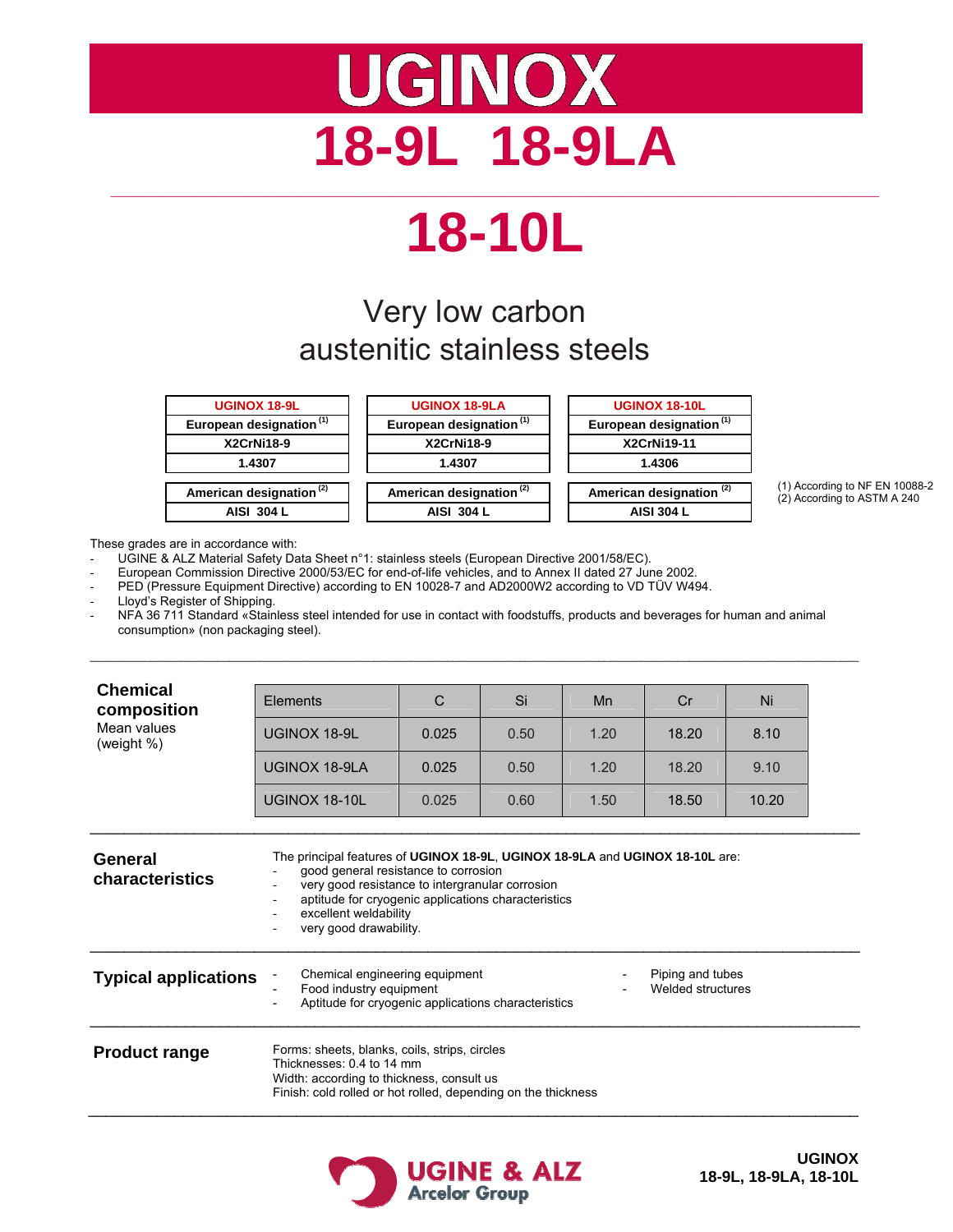# UGINOX

# 18-9L 18-9LA

# 18-10L

## Very low carbon austenitic stainless steels

| UGINOX 18-9L | UGINOX 18-9LA | UGINOX 18-10L |
|---|---|---|
| European designation [1] | European designation [1] | European designation [1] |
| X2CrNi18-9 | X2CrNi18-9 | X2CrNi19-11 |
| 1.4307 | 1.4307 | 1.4306 |
| American designation [2] | American designation [2] | American designation [2] |
| AISI 304 L | AISI 304 L | AISI 304 L |

(1) According to NF EN 10088-2
(2) According to ASTM A 240

These grades are in accordance with:

- UGINE & ALZ Material Safety Data Sheet n°1: stainless steels (European Directive 2001/58/EC).
- European Commission Directive 2000/53/EC for end-of-life vehicles, and to Annex II dated 27 June 2002.
- PED (Pressure Equipment Directive) according to EN 10028-7 and AD2000W2 according to VD TÜV W494.
- Lloyd's Register of Shipping.
- NFA 36 711 Standard «Stainless steel intended for use in contact with foodstuffs, products and beverages for human and animal consumption» (non packaging steel).

## Chemical composition

Mean values (weight %)

| Elements | C | Si | Mn | Cr | Ni |
|---|---|---|---|---|---|
| UGINOX 18-9L | 0.025 | 0.50 | 1.20 | 18.20 | 8.10 |
| UGINOX 18-9LA | 0.025 | 0.50 | 1.20 | 18.20 | 9.10 |
| UGINOX 18-10L | 0.025 | 0.60 | 1.50 | 18.50 | 10.20 |

## General characteristics

The principal features of **UGINOX 18-9L**, **UGINOX 18-9LA** and **UGINOX 18-10L** are:

- good general resistance to corrosion
- very good resistance to intergranular corrosion
- aptitude for cryogenic applications characteristics
- excellent weldability
- very good drawability.

## Typical applications

- Chemical engineering equipment
- Food industry equipment
- Aptitude for cryogenic applications characteristics
- Piping and tubes
- Welded structures

## Product range

Forms: sheets, blanks, coils, strips, circles
Thicknesses: 0.4 to 14 mm
Width: according to thickness, consult us
Finish: cold rolled or hot rolled, depending on the thickness

UGINE & ALZ
Arcelor Group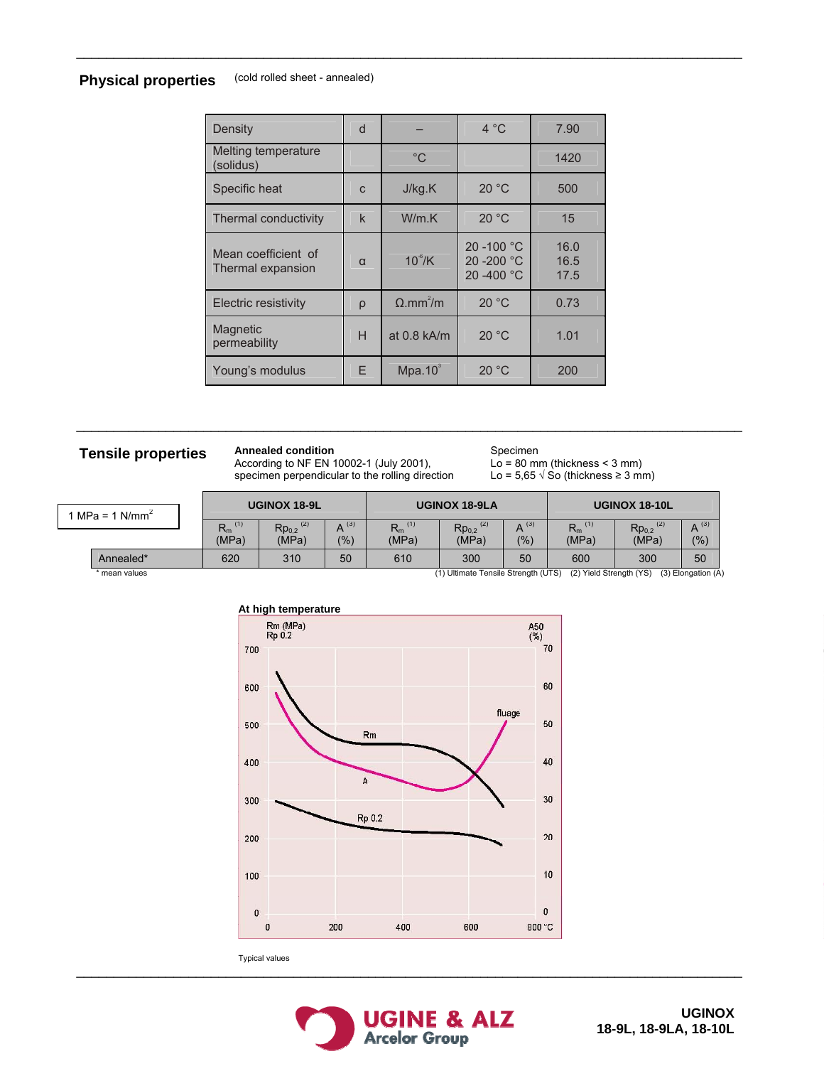## Physical properties

(cold rolled sheet - annealed)

| | | | | |
|---|---|---|---|---|
| Density | d | – | 4 °C | 7.90 |
| Melting temperature (solidus) | | °C | | 1420 |
| Specific heat | c | J/kg.K | 20 °C | 500 |
| Thermal conductivity | k | W/m.K | 20 °C | 15 |
| Mean coefficient of Thermal expansion | α | $10^{-6}$/K | 20 -100 °C<br>20 -200 °C<br>20 -400 °C | 16.0<br>16.5<br>17.5 |
| Electric resistivity | ρ | $\Omega.mm^2/m$ | 20 °C | 0.73 |
| Magnetic permeability | H | at 0.8 kA/m | 20 °C | 1.01 |
| Young's modulus | E | $Mpa.10^3$ | 20 °C | 200 |

## Tensile properties

**Annealed condition**
According to NF EN 10002-1 (July 2001), specimen perpendicular to the rolling direction

Specimen
Lo = 80 mm (thickness < 3 mm)
Lo = 5,65 √ So (thickness ≥ 3 mm)

1 MPa = 1 $N/mm^2$

| | UGINOX 18-9L | | | UGINOX 18-9LA | | | UGINOX 18-10L | | |
|---|---|---|---|---|---|---|---|---|---|
| | $R_m$ [(1)] (MPa) | $Rp_{0,2}$ [(2)] (MPa) | A [(3)] (%) | $R_m$ [(1)] (MPa) | $Rp_{0,2}$ [(2)] (MPa) | A [(3)] (%) | $R_m$ [(1)] (MPa) | $Rp_{0,2}$ [(2)] (MPa) | A [(3)] (%) |
| Annealed* | 620 | 310 | 50 | 610 | 300 | 50 | 600 | 300 | 50 |

\* mean values

(1) Ultimate Tensile Strength (UTS) (2) Yield Strength (YS) (3) Elongation (A)

**At high temperature**

Typical values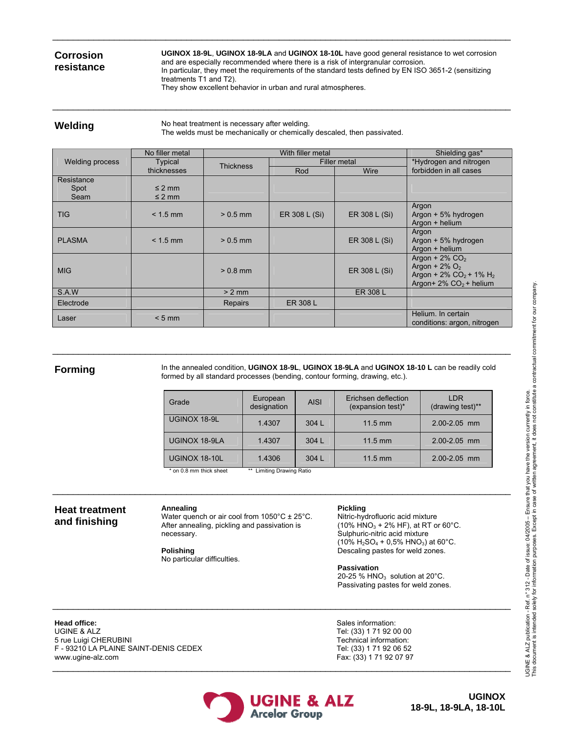## Corrosion resistance

**UGINOX 18-9L**, **UGINOX 18-9LA** and **UGINOX 18-10L** have good general resistance to wet corrosion and are especially recommended where there is a risk of intergranular corrosion.
In particular, they meet the requirements of the standard tests defined by EN ISO 3651-2 (sensitizing treatments T1 and T2).
They show excellent behavior in urban and rural atmospheres.

## Welding

No heat treatment is necessary after welding.
The welds must be mechanically or chemically descaled, then passivated.

| Welding process | No filler metal | With filler metal | | | Shielding gas* |
|---|---|---|---|---|---|
| | Typical thicknesses | Thickness | Filler metal | | *Hydrogen and nitrogen forbidden in all cases |
| | | | Rod | Wire | |
| Resistance Spot Seam | ≤ 2 mm ≤ 2 mm | | | | |
| TIG | < 1.5 mm | > 0.5 mm | ER 308 L (Si) | ER 308 L (Si) | Argon<br>Argon + 5% hydrogen<br>Argon + helium |
| PLASMA | < 1.5 mm | > 0.5 mm | | ER 308 L (Si) | Argon<br>Argon + 5% hydrogen<br>Argon + helium |
| MIG | | > 0.8 mm | | ER 308 L (Si) | Argon + 2% $CO_2$<br>Argon + 2% $O_2$<br>Argon + 2% $CO_2$ + 1% $H_2$<br>Argon+ 2% $CO_2$ + helium |
| S.A.W | | > 2 mm | ER 308 L | | |
| Electrode | | Repairs | ER 308 L | | |
| Laser | < 5 mm | | | | Helium. In certain conditions: argon, nitrogen |

## Forming

In the annealed condition, **UGINOX 18-9L**, **UGINOX 18-9LA** and **UGINOX 18-10 L** can be readily cold formed by all standard processes (bending, contour forming, drawing, etc.).

| Grade | European designation | AISI | Erichsen deflection (expansion test)* | LDR (drawing test)** |
|---|---|---|---|---|
| UGINOX 18-9L | 1.4307 | 304 L | 11.5 mm | 2.00-2.05 mm |
| UGINOX 18-9LA | 1.4307 | 304 L | 11.5 mm | 2.00-2.05 mm |
| UGINOX 18-10L | 1.4306 | 304 L | 11.5 mm | 2.00-2.05 mm |

\* on 0.8 mm thick sheet  ** Limiting Drawing Ratio

## Heat treatment and finishing

**Annealing**
Water quench or air cool from 1050°C ± 25°C.
After annealing, pickling and passivation is necessary.

**Polishing**
No particular difficulties.

**Pickling**
Nitric-hydrofluoric acid mixture
(10% $HNO_3$ + 2% HF), at RT or 60°C.
Sulphuric-nitric acid mixture
(10% $H_2SO_4$ + 0,5% $HNO_3$) at 60°C.
Descaling pastes for weld zones.

**Passivation**
20-25 % $HNO_3$ solution at 20°C.
Passivating pastes for weld zones.

**Head office:**
UGINE & ALZ
5 rue Luigi CHERUBINI
F - 93210 LA PLAINE SAINT-DENIS CEDEX
www.ugine-alz.com

Sales information:
Tel: (33) 1 71 92 00 00
Technical information:
Tel: (33) 1 71 92 06 52
Fax: (33) 1 71 92 07 97

UGINE & ALZ
Arcelor Group

**UGINOX 18-9L, 18-9LA, 18-10L**

UGINE & ALZ publication - Ref. n° 312 - Date of issue: 04/2005 – Ensure that you have the version currently in force.
This document is intended solely for information purposes. Except in case of written agreement, it does not constitute a contractual commitment for our company.